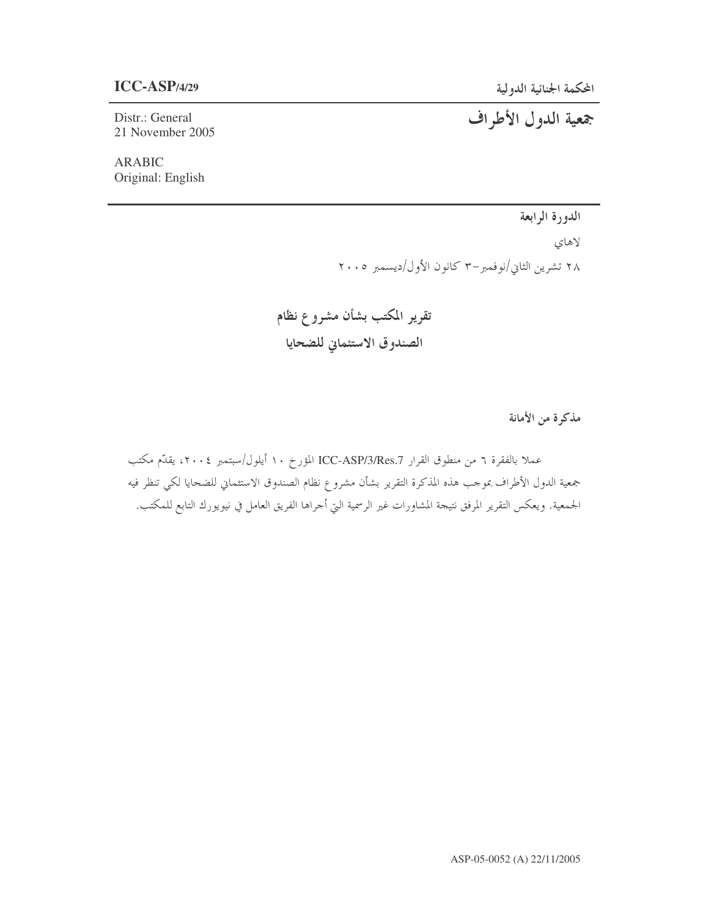**ICC-ASP/4/29**

Distr.: General
21 November 2005

ARABIC
Original: English

المحكمة الجنائية الدولية

# جمعية الدول الأطراف

**الدورة الرابعة**

لاهاي

٢٨ تشرين الثاني/نوفمبر–٣ كانون الأول/ديسمبر ٢٠٠٥

## تقرير المكتب بشأن مشروع نظام الصندوق الاستئماني للضحايا

**مذكرة من الأمانة**

عملا بالفقرة ٦ من منطوق القرار ICC-ASP/3/Res.7 المؤرخ ١٠ أيلول/سبتمبر ٢٠٠٤، يقدّم مكتب جمعية الدول الأطراف بموجب هذه المذكرة التقرير بشأن مشروع نظام الصندوق الاستئماني للضحايا لكي تنظر فيه الجمعية. ويعكس التقرير المرفق نتيجة المشاورات غير الرسمية التي أجراها الفريق العامل في نيويورك التابع للمكتب.

ASP-05-0052 (A) 22/11/2005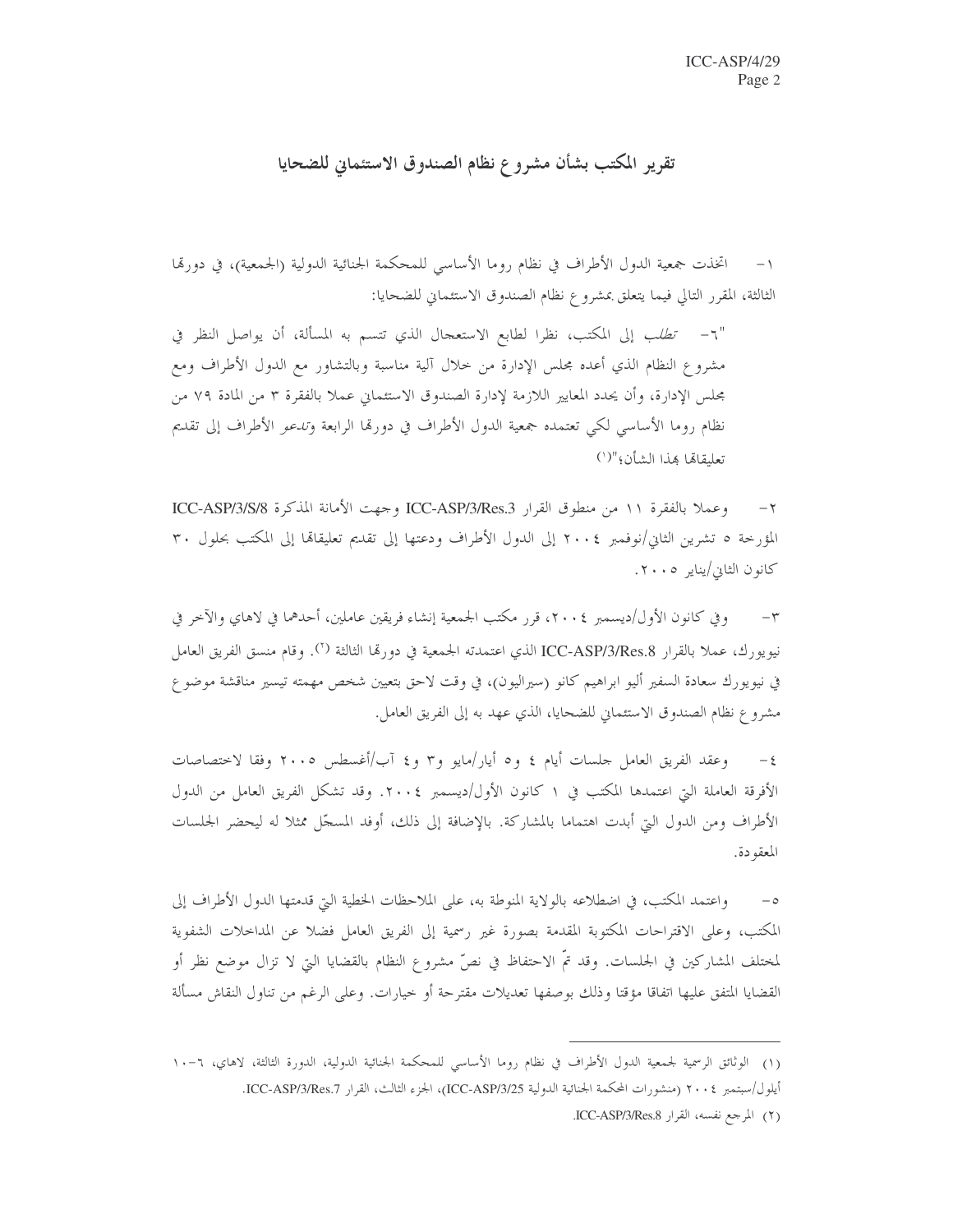# تقرير المكتب بشأن مشروع نظام الصندوق الاستئماني للضحايا

١- اتخذت جمعية الدول الأطراف في نظام روما الأساسي للمحكمة الجنائية الدولية (الجمعية)، في دورتها الثالثة، المقرر التالي فيما يتعلق بمشروع نظام الصندوق الاستئماني للضحايا:

"٦- *تطلب* إلى المكتب، نظرا لطابع الاستعجال الذي تتسم به المسألة، أن يواصل النظر في مشروع النظام الذي أعده مجلس الإدارة من خلال آلية مناسبة وبالتشاور مع الدول الأطراف ومع مجلس الإدارة، وأن يحدد المعايير اللازمة لإدارة الصندوق الاستئماني عملا بالفقرة ٣ من المادة ٧٩ من نظام روما الأساسي لكي تعتمده جمعية الدول الأطراف في دورتها الرابعة و*تدعو* الأطراف إلى تقديم تعليقاتها بهذا الشأن؛"[١]

٢- وعملا بالفقرة ١١ من منطوق القرار ICC-ASP/3/Res.3 وجهت الأمانة المذكرة ICC-ASP/3/S/8 المؤرخة ٥ تشرين الثاني/نوفمبر ٢٠٠٤ إلى الدول الأطراف ودعتها إلى تقديم تعليقاتها إلى المكتب بحلول ٣٠ كانون الثاني/يناير ٢٠٠٥.

٣- وفي كانون الأول/ديسمبر ٢٠٠٤، قرر مكتب الجمعية إنشاء فريقين عاملين، أحدهما في لاهاي والآخر في نيويورك، عملا بالقرار ICC-ASP/3/Res.8 الذي اعتمدته الجمعية في دورتها الثالثة[٢]. وقام منسق الفريق العامل في نيويورك سعادة السفير أليو ابراهيم كانو (سيراليون)، في وقت لاحق بتعيين شخص مهمته تيسير مناقشة موضوع مشروع نظام الصندوق الاستئماني للضحايا، الذي عهد به إلى الفريق العامل.

٤- وعقد الفريق العامل جلسات أيام ٤ و٥ أيار/مايو و٣ و٤ آب/أغسطس ٢٠٠٥ وفقا لاختصاصات الأفرقة العاملة التي اعتمدها المكتب في ١ كانون الأول/ديسمبر ٢٠٠٤. وقد تشكل الفريق العامل من الدول الأطراف ومن الدول التي أبدت اهتماما بالمشاركة. بالإضافة إلى ذلك، أوفد المسجّل ممثلا له ليحضر الجلسات المعقودة.

٥- واعتمد المكتب، في اضطلاعه بالولاية المنوطة به، على الملاحظات الخطية التي قدمتها الدول الأطراف إلى المكتب، وعلى الاقتراحات المكتوبة المقدمة بصورة غير رسمية إلى الفريق العامل فضلا عن المداخلات الشفوية لمختلف المشاركين في الجلسات. وقد تمّ الاحتفاظ في نصّ مشروع النظام بالقضايا التي لا تزال موضع نظر أو القضايا المتفق عليها اتفاقا مؤقتا وذلك بوصفها تعديلات مقترحة أو خيارات. وعلى الرغم من تناول النقاش مسألة

---

(١) الوثائق الرسمية لجمعية الدول الأطراف في نظام روما الأساسي للمحكمة الجنائية الدولية، الدورة الثالثة، لاهاي، ٦-١٠ أيلول/سبتمبر ٢٠٠٤ (منشورات المحكمة الجنائية الدولية ICC-ASP/3/25)، الجزء الثالث، القرار ICC-ASP/3/Res.7.

(٢) المرجع نفسه، القرار ICC-ASP/3/Res.8.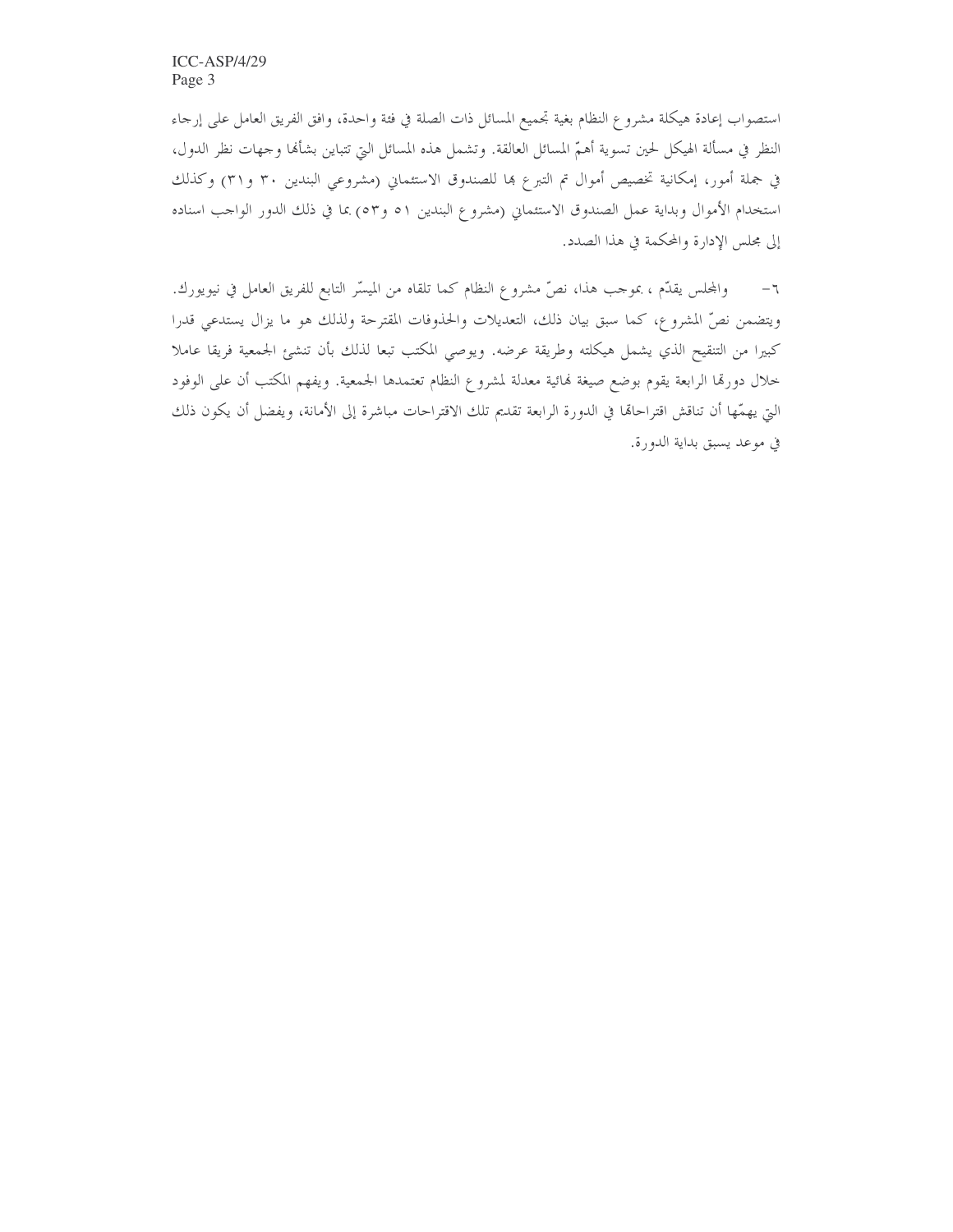استصواب إعادة هيكلة مشروع النظام بغية تجميع المسائل ذات الصلة في فئة واحدة، وافق الفريق العامل على إرجاء النظر في مسألة الهيكل لحين تسوية أهمّ المسائل العالقة. وتشمل هذه المسائل التي تتباين بشأنها وجهات نظر الدول، في جملة أمور، إمكانية تخصيص أموال تم التبرع بها للصندوق الاستئماني (مشروعي البندين ٣٠ و٣١) وكذلك استخدام الأموال وبداية عمل الصندوق الاستئماني (مشروع البندين ٥١ و٥٣) بما في ذلك الدور الواجب اسناده إلى مجلس الإدارة والمحكمة في هذا الصدد.

٦- والمجلس يقدّم ، بموجب هذا، نصّ مشروع النظام كما تلقاه من الميسّر التابع للفريق العامل في نيويورك. ويتضمن نصّ المشروع، كما سبق بيان ذلك، التعديلات والحذوفات المقترحة ولذلك هو ما يزال يستدعي قدرا كبيرا من التنقيح الذي يشمل هيكلته وطريقة عرضه. ويوصي المكتب تبعا لذلك بأن تنشئ الجمعية فريقا عاملا خلال دورتها الرابعة يقوم بوضع صيغة نهائية معدلة لمشروع النظام تعتمدها الجمعية. ويفهم المكتب أن على الوفود التي يهمّها أن تناقش اقتراحاتها في الدورة الرابعة تقديم تلك الاقتراحات مباشرة إلى الأمانة، ويفضل أن يكون ذلك في موعد يسبق بداية الدورة.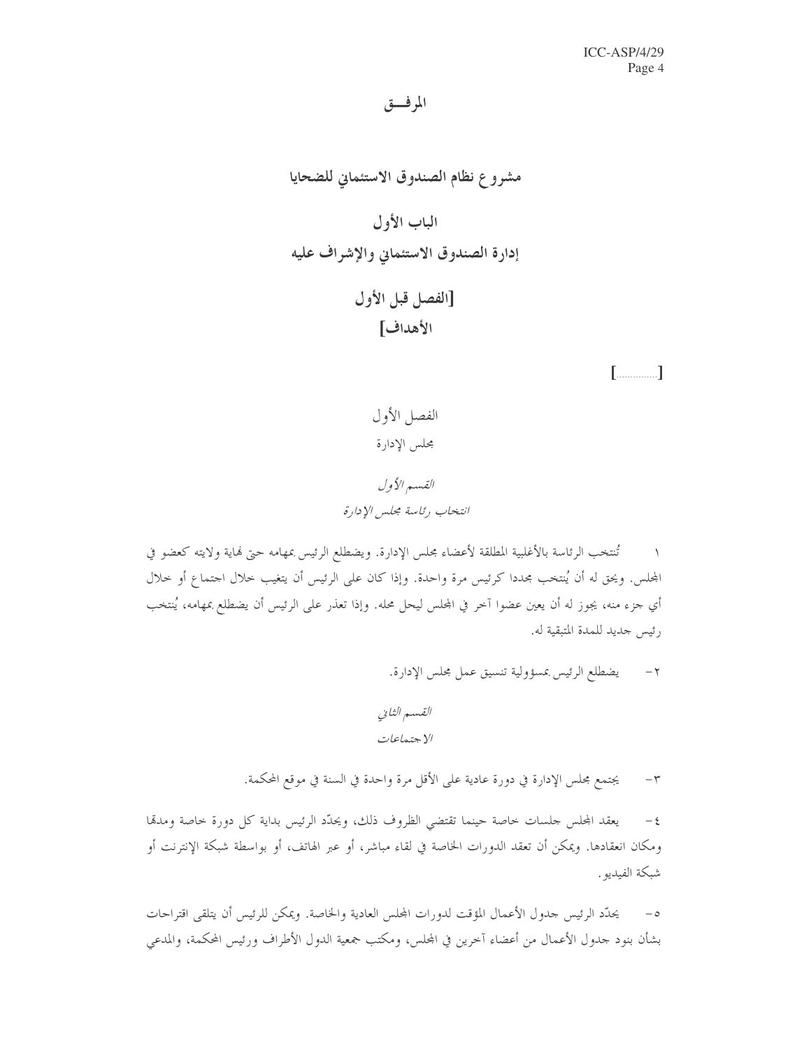# المرفـــق

## مشروع نظام الصندوق الاستئماني للضحايا

## الباب الأول
## إدارة الصندوق الاستئماني والإشراف عليه

### [الفصل قبل الأول
### الأهداف]

[..............]

### الفصل الأول
### مجلس الإدارة

*القسم الأول*
*انتخاب رئاسة مجلس الإدارة*

١ تُنتخب الرئاسة بالأغلبية المطلقة لأعضاء مجلس الإدارة. ويضطلع الرئيس بمهامه حتى نهاية ولايته كعضو في المجلس. ويحق له أن يُنتخب مجددا كرئيس مرة واحدة. وإذا كان على الرئيس أن يتغيب خلال اجتماع أو خلال أي جزء منه، يجوز له أن يعين عضوا آخر في المجلس ليحل محله. وإذا تعذر على الرئيس أن يضطلع بمهامه، يُنتخب رئيس جديد للمدة المتبقية له.

٢- يضطلع الرئيس بمسؤولية تنسيق عمل مجلس الإدارة.

*القسم الثاني*
*الاجتماعات*

٣- يجتمع مجلس الإدارة في دورة عادية على الأقل مرة واحدة في السنة في موقع المحكمة.

٤- يعقد المجلس جلسات خاصة حينما تقتضي الظروف ذلك، ويحدّد الرئيس بداية كل دورة خاصة ومدتها ومكان انعقادها. ويمكن أن تعقد الدورات الخاصة في لقاء مباشر، أو عبر الهاتف، أو بواسطة شبكة الإنترنت أو شبكة الفيديو.

٥- يحدّد الرئيس جدول الأعمال المؤقت لدورات المجلس العادية والخاصة. ويمكن للرئيس أن يتلقى اقتراحات بشأن بنود جدول الأعمال من أعضاء آخرين في المجلس، ومكتب جمعية الدول الأطراف ورئيس المحكمة، والمدعي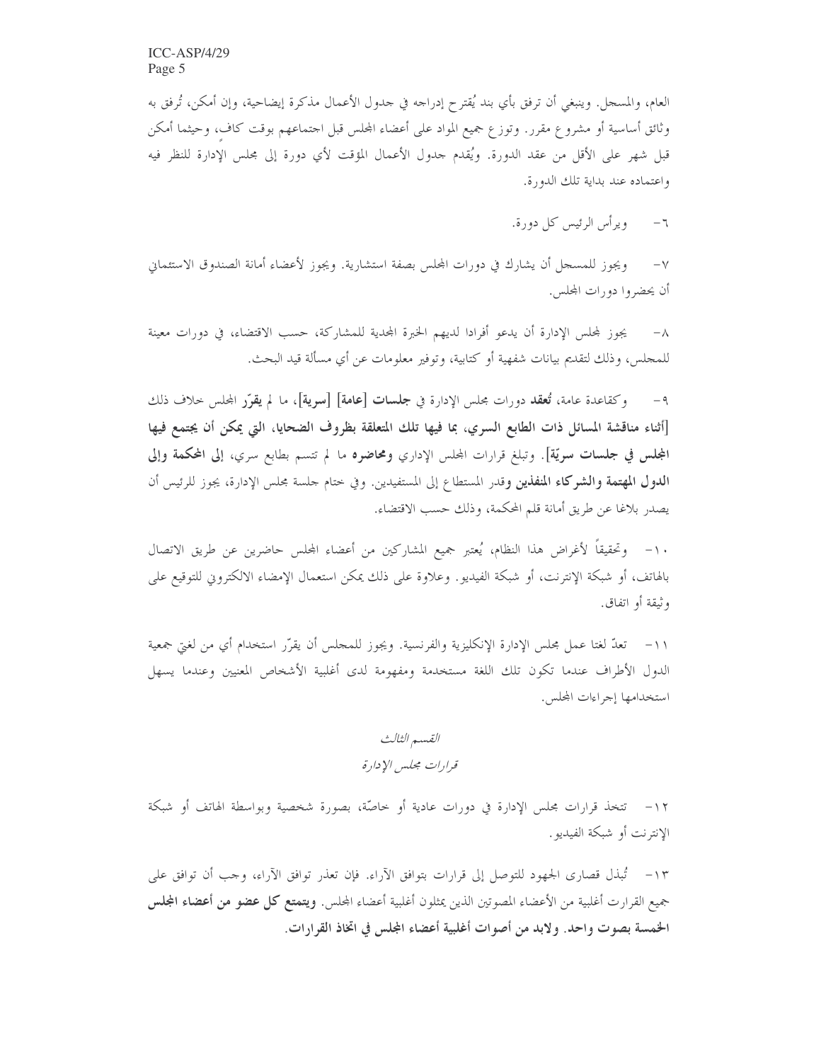العام، والمسجل. وينبغي أن ترفق بأي بند يُقترح إدراجه في جدول الأعمال مذكرة إيضاحية، وإن أمكن، تُرفق به وثائق أساسية أو مشروع مقرر. وتوزع جميع المواد على أعضاء المجلس قبل اجتماعهم بوقت كافٍ، وحيثما أمكن قبل شهر على الأقل من عقد الدورة. ويُقدم جدول الأعمال المؤقت لأي دورة إلى مجلس الإدارة للنظر فيه واعتماده عند بداية تلك الدورة.

٦- ويرأس الرئيس كل دورة.

٧- ويجوز للمسجل أن يشارك في دورات المجلس بصفة استشارية. ويجوز لأعضاء أمانة الصندوق الاستئماني أن يحضروا دورات المجلس.

٨- يجوز لمجلس الإدارة أن يدعو أفرادا لديهم الخبرة المجدية للمشاركة، حسب الاقتضاء، في دورات معينة للمجلس، وذلك لتقديم بيانات شفهية أو كتابية، وتوفير معلومات عن أي مسألة قيد البحث.

٩- وكقاعدة عامة، **تُعقد** دورات مجلس الإدارة في **جلسات [عامة] [سرية]**، ما لم **يقرّر** المجلس خلاف ذلك **[أثناء مناقشة المسائل ذات الطابع السري، بما فيها تلك المتعلقة بظروف الضحايا، التي يمكن أن يجتمع فيها المجلس في جلسات سريّة]**. وتبلغ قرارات المجلس الإداري **ومحاضره** ما لم تتسم بطابع سري، **إلى المحكمة وإلى الدول المهتمة والشركاء المنفذين** وقدر المستطاع إلى المستفيدين. وفي ختام جلسة مجلس الإدارة، يجوز للرئيس أن يصدر بلاغا عن طريق أمانة قلم المحكمة، وذلك حسب الاقتضاء.

١٠- وتحقيقاً لأغراض هذا النظام، يُعتبر جميع المشاركين من أعضاء المجلس حاضرين عن طريق الاتصال بالهاتف، أو شبكة الإنترنت، أو شبكة الفيديو. وعلاوة على ذلك يمكن استعمال الإمضاء الالكتروني للتوقيع على وثيقة أو اتفاق.

١١- تعدّ لغتا عمل مجلس الإدارة الإنكليزية والفرنسية. ويجوز للمجلس أن يقرّر استخدام أي من لغتي جمعية الدول الأطراف عندما تكون تلك اللغة مستخدمة ومفهومة لدى أغلبية الأشخاص المعنيين وعندما يسهل استخدامها إجراءات المجلس.

*القسم الثالث*

*قرارات مجلس الإدارة*

١٢- تتخذ قرارات مجلس الإدارة في دورات عادية أو خاصّة، بصورة شخصية وبواسطة الهاتف أو شبكة الإنترنت أو شبكة الفيديو.

١٣- تُبذل قصارى الجهود للتوصل إلى قرارات بتوافق الآراء. فإن تعذر توافق الآراء، وجب أن توافق على جميع القرارت أغلبية من الأعضاء المصوتين الذين يمثلون أغلبية أعضاء المجلس. **ويتمتع كل عضو من أعضاء المجلس الخمسة بصوت واحد. ولابد من أصوات أغلبية أعضاء المجلس في اتخاذ القرارات.**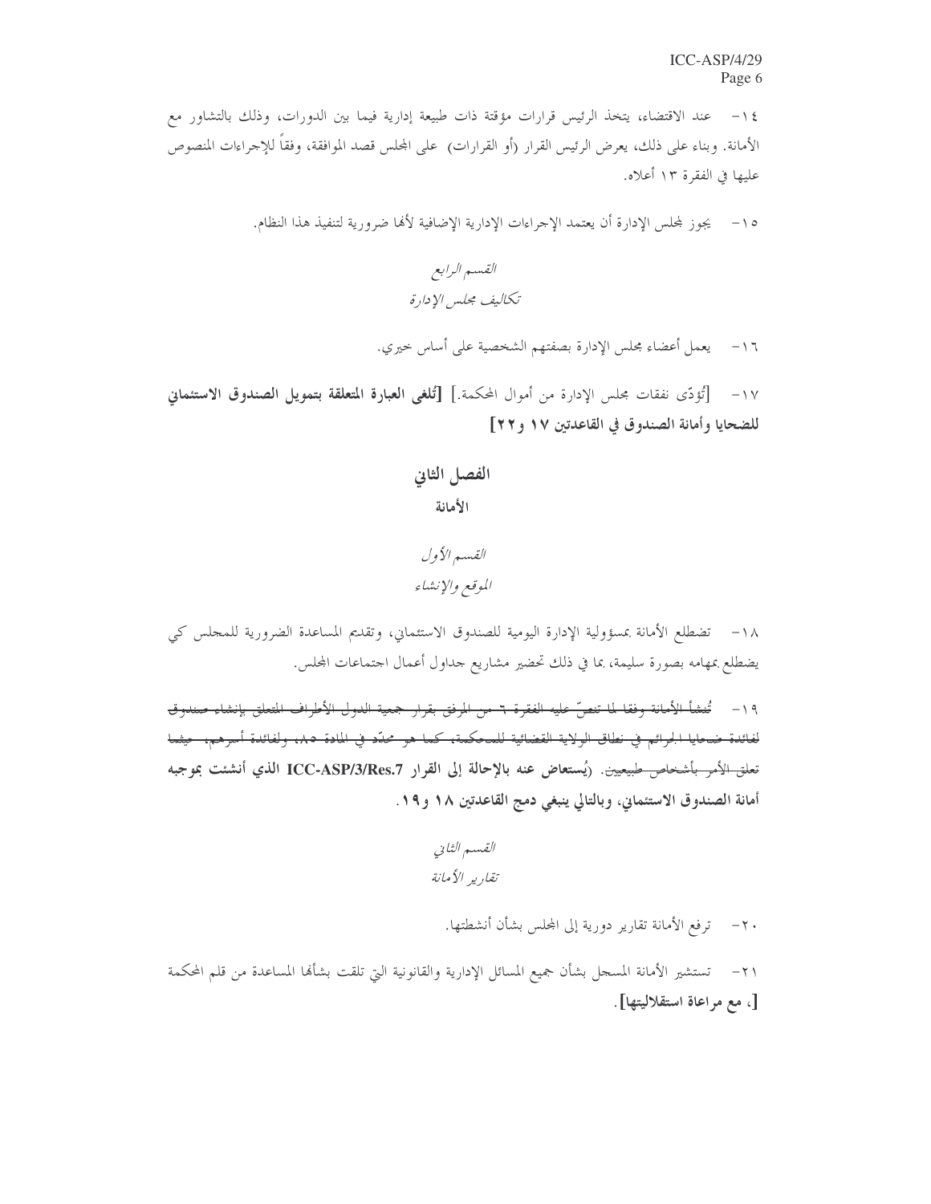١٤- عند الاقتضاء، يتخذ الرئيس قرارات مؤقتة ذات طبيعة إدارية فيما بين الدورات، وذلك بالتشاور مع الأمانة. وبناء على ذلك، يعرض الرئيس القرار (أو القرارات) على المجلس قصد الموافقة، وفقاً للإجراءات المنصوص عليها في الفقرة ١٣ أعلاه.

١٥- يجوز لمجلس الإدارة أن يعتمد الإجراءات الإدارية الإضافية لأنها ضرورية لتنفيذ هذا النظام.

*القسم الرابع*
*تكاليف مجلس الإدارة*

١٦- يعمل أعضاء مجلس الإدارة بصفتهم الشخصية على أساس خيري.

١٧- [تُؤدّى نفقات مجلس الإدارة من أموال المحكمة.] **[تُلغى العبارة المتعلقة بتمويل الصندوق الاستئماني للضحايا وأمانة الصندوق في القاعدتين ١٧ و٢٢]**

## الفصل الثاني
### الأمانة

*القسم الأول*
*الموقع والإنشاء*

١٨- تضطلع الأمانة بمسؤولية الإدارة اليومية للصندوق الاستئماني، وتقديم المساعدة الضرورية للمجلس كي يضطلع بمهامه بصورة سليمة، بما في ذلك تحضير مشاريع جداول أعمال اجتماعات المجلس.

١٩- ~~تُنشأ الأمانة وفقا لما تنصّ عليه الفقرة ٦ من المرفق بقرار جمعية الدول الأطراف المتعلق بإنشاء صندوق لفائدة ضحايا الجرائم في نطاق الولاية القضائية للمحكمة، كما هو محدّد في المادة ٥، ولفائدة أسرهم، حيثما تعلق الأمر بأشخاص طبيعيين.~~ **(يُستعاض عنه بالإحالة إلى القرار ICC-ASP/3/Res.7 الذي أنشئت بموجبه أمانة الصندوق الاستئماني، وبالتالي ينبغي دمج القاعدتين ١٨ و١٩.**

*القسم الثاني*
*تقارير الأمانة*

٢٠- ترفع الأمانة تقارير دورية إلى المجلس بشأن أنشطتها.

٢١- تستشير الأمانة المسجل بشأن جميع المسائل الإدارية والقانونية التي تلقت بشأنها المساعدة من قلم المحكمة **[، مع مراعاة استقلاليتها]**.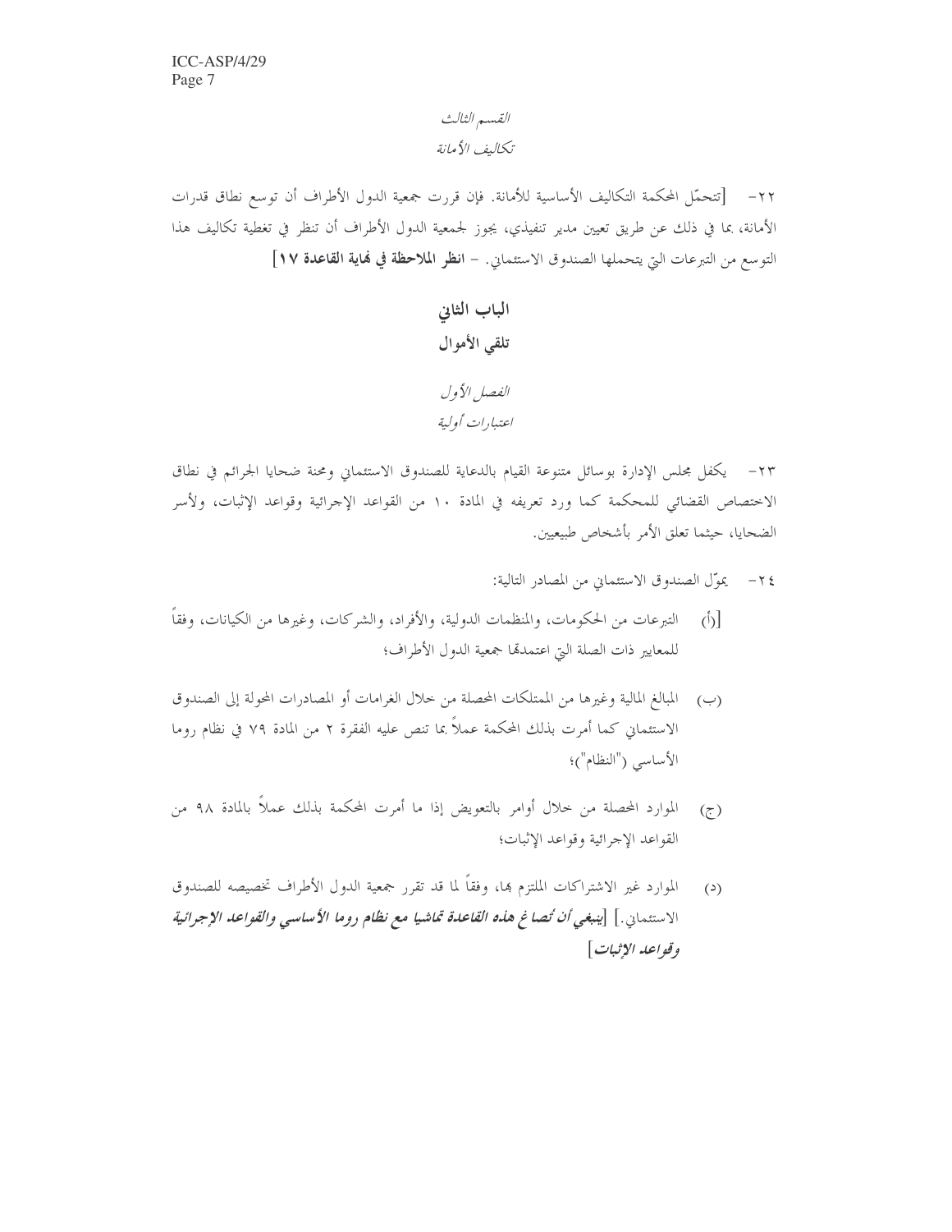*القسم الثالث*

*تكاليف الأمانة*

٢٢- [تتحمّل المحكمة التكاليف الأساسية للأمانة. فإن قررت جمعية الدول الأطراف أن توسع نطاق قدرات الأمانة، بما في ذلك عن طريق تعيين مدير تنفيذي، يجوز لجمعية الدول الأطراف أن تنظر في تغطية تكاليف هذا التوسع من التبرعات التي يتحملها الصندوق الاستئماني. - **انظر الملاحظة في نهاية القاعدة ١٧**]

## الباب الثاني

## تلقي الأموال

*الفصل الأول*

*اعتبارات أولية*

٢٣- يكفل مجلس الإدارة القيام بالدعاية للصندوق الاستئماني ومحنة ضحايا الجرائم في نطاق الاختصاص القضائي للمحكمة كما ورد تعريفه في المادة ١٠ من القواعد الإجرائية وقواعد الإثبات، ولأسر الضحايا، حيثما تعلق الأمر بأشخاص طبيعيين.

٢٤- يموّل الصندوق الاستئماني من المصادر التالية:

[(أ) التبرعات من الحكومات، والمنظمات الدولية، والأفراد، والشركات، وغيرها من الكيانات، وفقاً للمعايير ذات الصلة التي اعتمدتها جمعية الدول الأطراف؛

(ب) المبالغ المالية وغيرها من الممتلكات المحصلة من خلال الغرامات أو المصادرات المحولة إلى الصندوق الاستئماني كما أمرت بذلك المحكمة عملاً بما تنص عليه الفقرة ٢ من المادة ٧٩ في نظام روما الأساسي ("النظام")؛

(ج) الموارد المحصلة من خلال أوامر بالتعويض إذا ما أمرت المحكمة بذلك عملاً بالمادة ٩٨ من القواعد الإجرائية وقواعد الإثبات؛

(د) الموارد غير الاشتراكات الملتزم بها، وفقاً لما قد تقرر جمعية الدول الأطراف تخصيصه للصندوق الاستئماني.] [***ينبغي أن تُصاغ هذه القاعدة تماشيا مع نظام روما الأساسي والقواعد الإجرائية وقواعد الإثبات***]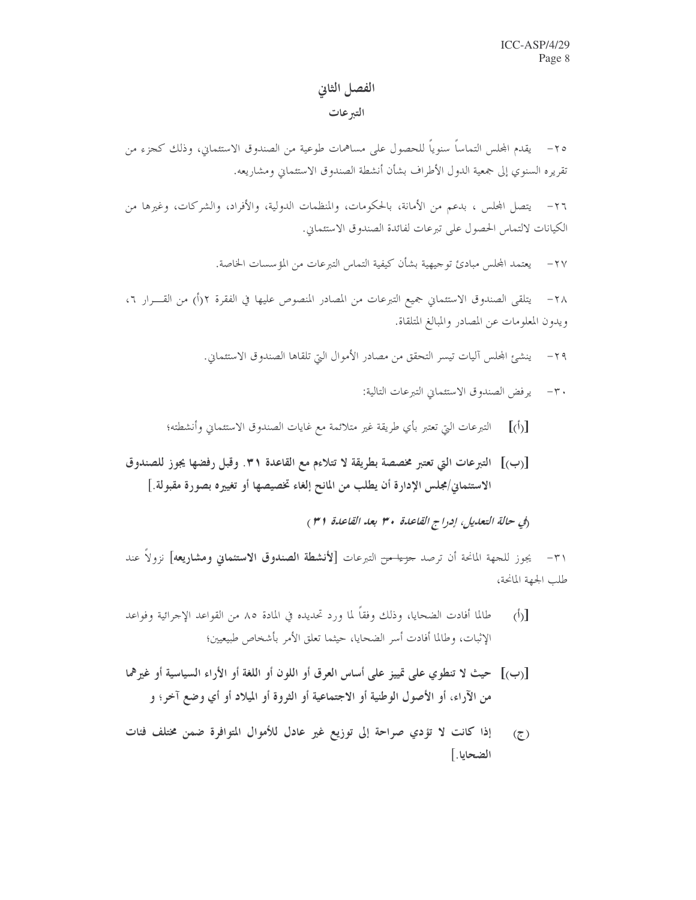## الفصل الثاني

### التبرعات

٢٥- يقدم المجلس التماساً سنوياً للحصول على مساهمات طوعية من الصندوق الاستئماني، وذلك كجزء من تقريره السنوي إلى جمعية الدول الأطراف بشأن أنشطة الصندوق الاستئماني ومشاريعه.

٢٦- يتصل المجلس ، بدعم من الأمانة، بالحكومات، والمنظمات الدولية، والأفراد، والشركات، وغيرها من الكيانات لالتماس الحصول على تبرعات لفائدة الصندوق الاستئماني.

٢٧- يعتمد المجلس مبادئ توجيهية بشأن كيفية التماس التبرعات من المؤسسات الخاصة.

٢٨- يتلقى الصندوق الاستئماني جميع التبرعات من المصادر المنصوص عليها في الفقرة ٢(أ) من القـرار ٦، ويدون المعلومات عن المصادر والمبالغ المتلقاة.

٢٩- ينشئ المجلس آليات تيسر التحقق من مصادر الأموال التي تلقاها الصندوق الاستئماني.

٣٠- يرفض الصندوق الاستئماني التبرعات التالية:

[(أ)] التبرعات التي تعتبر بأي طريقة غير متلائمة مع غايات الصندوق الاستئماني وأنشطته؛

**[(ب)] التبرعات التي تعتبر مخصصة بطريقة لا تتلاءم مع القاعدة ٣١. وقبل رفضها يجوز للصندوق الاستئماني/مجلس الإدارة أن يطلب من المانح إلغاء تخصيصها أو تغييره بصورة مقبولة.]**

*(في حالة التعديل، إدراج القاعدة ٣٠ بعد القاعدة ٣١)*

٣١- يجوز للجهة المانحة أن ترصد ~~جزءاً من~~ التبرعات **[لأنشطة الصندوق الاستئماني ومشاريعه]** نزولاً عند طلب الجهة المانحة،

[(أ) طالما أفادت الضحايا، وذلك وفقاً لما ورد تحديده في المادة ٨٥ من القواعد الإجرائية وقواعد الإثبات، وطالما أفادت أسر الضحايا، حيثما تعلق الأمر بأشخاص طبيعيين؛

**[(ب)] حيث لا تنطوي على تمييز على أساس العرق أو اللون أو اللغة أو الأراء السياسية أو غيرهما من الآراء، أو الأصول الوطنية أو الاجتماعية أو الثروة أو الميلاد أو أي وضع آخر؛ و**

**(ج) إذا كانت لا تؤدي صراحة إلى توزيع غير عادل للأموال المتوافرة ضمن مختلف فئات الضحايا.]**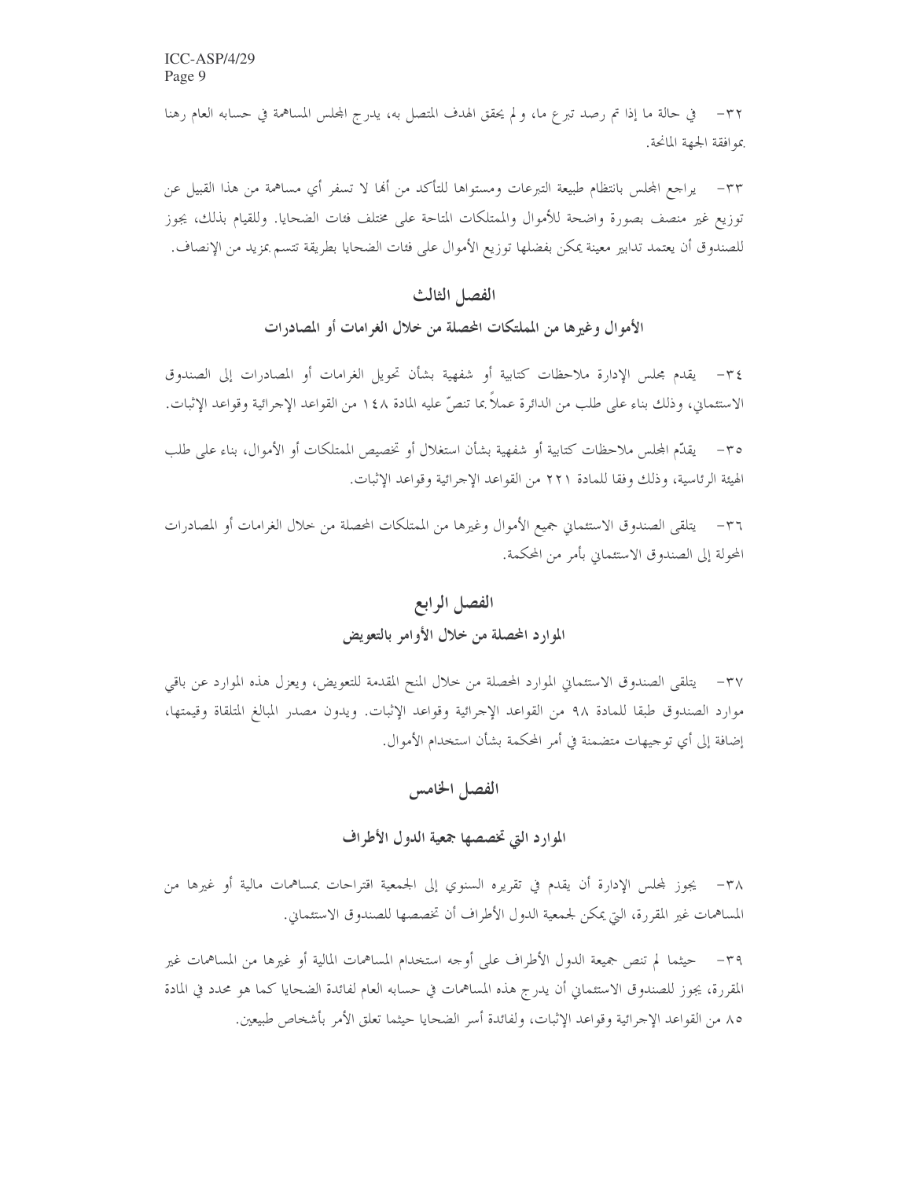٣٢- في حالة ما إذا تم رصد تبرع ما، ولم يحقق الهدف المتصل به، يدرج المجلس المساهمة في حسابه العام رهنا بموافقة الجهة المانحة.

٣٣- يراجع المجلس بانتظام طبيعة التبرعات ومستواها للتأكد من أنها لا تسفر أي مساهمة من هذا القبيل عن توزيع غير منصف بصورة واضحة للأموال والممتلكات المتاحة على مختلف فئات الضحايا. وللقيام بذلك، يجوز للصندوق أن يعتمد تدابير معينة يمكن بفضلها توزيع الأموال على فئات الضحايا بطريقة تتسم بمزيد من الإنصاف.

## الفصل الثالث

## الأموال وغيرها من الممتلكات المحصلة من خلال الغرامات أو المصادرات

٣٤- يقدم مجلس الإدارة ملاحظات كتابية أو شفهية بشأن تحويل الغرامات أو المصادرات إلى الصندوق الاستئماني، وذلك بناء على طلب من الدائرة عملاً بما تنصّ عليه المادة ١٤٨ من القواعد الإجرائية وقواعد الإثبات.

٣٥- يقدّم المجلس ملاحظات كتابية أو شفهية بشأن استغلال أو تخصيص الممتلكات أو الأموال، بناء على طلب الهيئة الرئاسية، وذلك وفقا للمادة ٢٢١ من القواعد الإجرائية وقواعد الإثبات.

٣٦- يتلقى الصندوق الاستئماني جميع الأموال وغيرها من الممتلكات المحصلة من خلال الغرامات أو المصادرات المحولة إلى الصندوق الاستئماني بأمر من المحكمة.

## الفصل الرابع

## الموارد المحصلة من خلال الأوامر بالتعويض

٣٧- يتلقى الصندوق الاستئماني الموارد المحصلة من خلال المنح المقدمة للتعويض، ويعزل هذه الموارد عن باقي موارد الصندوق طبقا للمادة ٩٨ من القواعد الإجرائية وقواعد الإثبات. ويدون مصدر المبالغ المتلقاة وقيمتها، إضافة إلى أي توجيهات متضمنة في أمر المحكمة بشأن استخدام الأموال.

## الفصل الخامس

## الموارد التي تخصصها جمعية الدول الأطراف

٣٨- يجوز لمجلس الإدارة أن يقدم في تقريره السنوي إلى الجمعية اقتراحات بمساهمات مالية أو غيرها من المساهمات غير المقررة، التي يمكن لجمعية الدول الأطراف أن تخصصها للصندوق الاستئماني.

٣٩- حيثما لم تنص جمعية الدول الأطراف على أوجه استخدام المساهمات المالية أو غيرها من المساهمات غير المقررة، يجوز للصندوق الاستئماني أن يدرج هذه المساهمات في حسابه العام لفائدة الضحايا كما هو محدد في المادة ٨٥ من القواعد الإجرائية وقواعد الإثبات، ولفائدة أسر الضحايا حيثما تعلق الأمر بأشخاص طبيعين.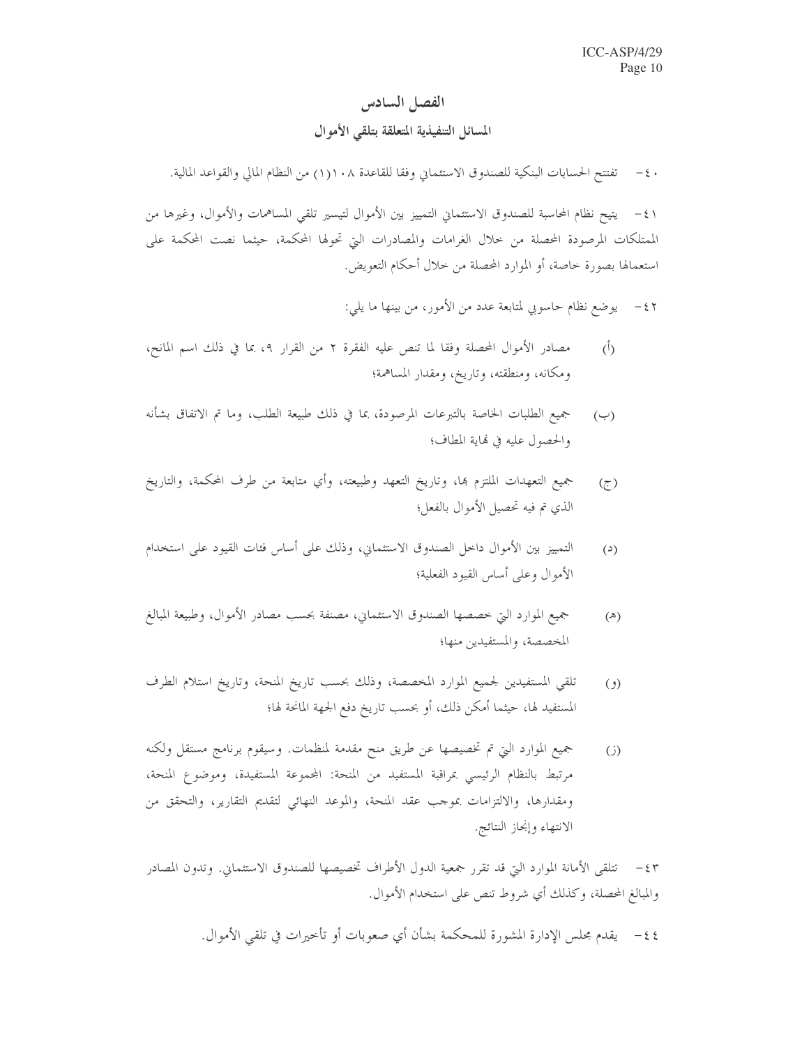## الفصل السادس

### المسائل التنفيذية المتعلقة بتلقي الأموال

٤٠- تفتتح الحسابات البنكية للصندوق الاستئماني وفقا للقاعدة ١٠٨(١) من النظام المالي والقواعد المالية.

٤١- يتيح نظام المحاسبة للصندوق الاستئماني التمييز بين الأموال لتيسير تلقي المساهمات والأموال، وغيرها من الممتلكات المرصودة المحصلة من خلال الغرامات والمصادرات التي تحولها المحكمة، حيثما نصت المحكمة على استعمالها بصورة خاصة، أو الموارد المحصلة من خلال أحكام التعويض.

٤٢- يوضع نظام حاسوبي لمتابعة عدد من الأمور، من بينها ما يلي:

(أ) مصادر الأموال المحصلة وفقا لما تنص عليه الفقرة ٢ من القرار ٩، بما في ذلك اسم المانح، ومكانه، ومنطقته، وتاريخ، ومقدار المساهمة؛

(ب) جميع الطلبات الخاصة بالتبرعات المرصودة، بما في ذلك طبيعة الطلب، وما تم الاتفاق بشأنه والحصول عليه في نهاية المطاف؛

(ج) جميع التعهدات الملتزم بها، وتاريخ التعهد وطبيعته، وأي متابعة من طرف المحكمة، والتاريخ الذي تم فيه تحصيل الأموال بالفعل؛

(د) التمييز بين الأموال داخل الصندوق الاستئماني، وذلك على أساس فئات القيود على استخدام الأموال وعلى أساس القيود الفعلية؛

(هـ) جميع الموارد التي خصصها الصندوق الاستئماني، مصنفة بحسب مصادر الأموال، وطبيعة المبالغ المخصصة، والمستفيدين منها؛

(و) تلقي المستفيدين لجميع الموارد المخصصة، وذلك بحسب تاريخ المنحة، وتاريخ استلام الطرف المستفيد لها، حيثما أمكن ذلك، أو بحسب تاريخ دفع الجهة المانحة لها؛

(ز) جميع الموارد التي تم تخصيصها عن طريق منح مقدمة لمنظمات. وسيقوم برنامج مستقل ولكنه مرتبط بالنظام الرئيسي بمراقبة المستفيد من المنحة: المجموعة المستفيدة، وموضوع المنحة، ومقدارها، والالتزامات بموجب عقد المنحة، والموعد النهائي لتقديم التقارير، والتحقق من الانتهاء وإنجاز النتائج.

٤٣- تتلقى الأمانة الموارد التي قد تقرر جمعية الدول الأطراف تخصيصها للصندوق الاستئماني. وتدون المصادر والمبالغ المحصلة، وكذلك أي شروط تنص على استخدام الأموال.

٤٤- يقدم مجلس الإدارة المشورة للمحكمة بشأن أي صعوبات أو تأخيرات في تلقي الأموال.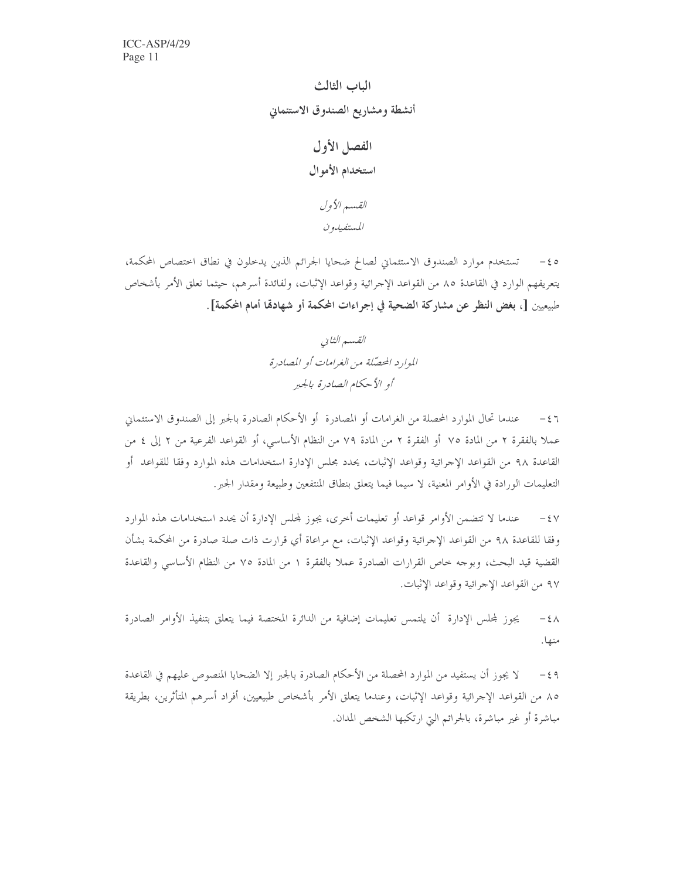# الباب الثالث

# أنشطة ومشاريع الصندوق الاستئماني

## الفصل الأول

## استخدام الأموال

### *القسم الأول*

### *المستفيدون*

٤٥ - تستخدم موارد الصندوق الاستئماني لصالح ضحايا الجرائم الذين يدخلون في نطاق اختصاص المحكمة، بتعريفهم الوارد في القاعدة ٨٥ من القواعد الإجرائية وقواعد الإثبات، ولفائدة أسرهم، حيثما تعلق الأمر بأشخاص طبيعيين **[، بغض النظر عن مشاركة الضحية في إجراءات المحكمة أو شهادتها أمام المحكمة]**.

### *القسم الثاني*

### *الموارد المحصّلة من الغرامات أو المصادرة أو الأحكام الصادرة بالجبر*

٤٦ - عندما تحال الموارد المحصلة من الغرامات أو المصادرة أو الأحكام الصادرة بالجبر إلى الصندوق الاستئماني عملا بالفقرة ٢ من المادة ٧٥ أو الفقرة ٢ من المادة ٧٩ من النظام الأساسي، أو القواعد الفرعية من ٢ إلى ٤ من القاعدة ٩٨ من القواعد الإجرائية وقواعد الإثبات، يحدد مجلس الإدارة استخدامات هذه الموارد وفقا للقواعد أو التعليمات الواردة في الأوامر المعنية، لا سيما فيما يتعلق بنطاق المنتفعين وطبيعة ومقدار الجبر.

٤٧ - عندما لا تتضمن الأوامر قواعد أو تعليمات أخرى، يجوز لمجلس الإدارة أن يحدد استخدامات هذه الموارد وفقا للقاعدة ٩٨ من القواعد الإجرائية وقواعد الإثبات، مع مراعاة أي قرارت ذات صلة صادرة من المحكمة بشأن القضية قيد البحث، وبوجه خاص القرارات الصادرة عملا بالفقرة ١ من المادة ٧٥ من النظام الأساسي والقاعدة ٩٧ من القواعد الإجرائية وقواعد الإثبات.

٤٨ - يجوز لمجلس الإدارة أن يلتمس تعليمات إضافية من الدائرة المختصة فيما يتعلق بتنفيذ الأوامر الصادرة منها.

٤٩ - لا يجوز أن يستفيد من الموارد المحصلة من الأحكام الصادرة بالجبر إلا الضحايا المنصوص عليهم في القاعدة ٨٥ من القواعد الإجرائية وقواعد الإثبات، وعندما يتعلق الأمر بأشخاص طبيعيين، أفراد أسرهم المتأثرين، بطريقة مباشرة أو غير مباشرة، بالجرائم التي ارتكبها الشخص المدان.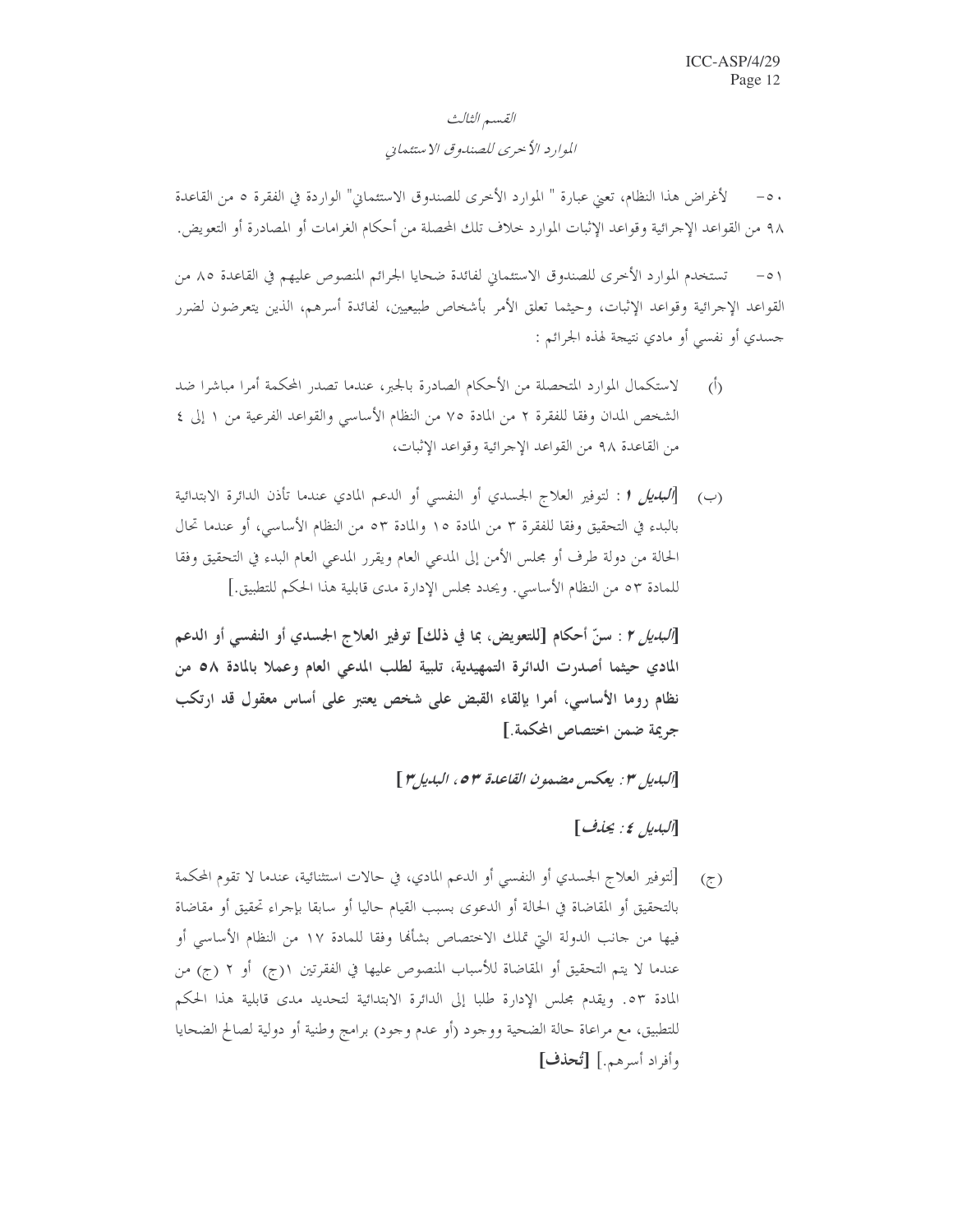### القسم الثالث

### الموارد الأخرى للصندوق الاستئماني

٥٠- لأغراض هذا النظام، تعني عبارة " الموارد الأخرى للصندوق الاستئماني" الواردة في الفقرة ٥ من القاعدة ٩٨ من القواعد الإجرائية وقواعد الإثبات الموارد خلاف تلك المحصلة من أحكام الغرامات أو المصادرة أو التعويض.

٥١- تستخدم الموارد الأخرى للصندوق الاستئماني لفائدة ضحايا الجرائم المنصوص عليهم في القاعدة ٨٥ من القواعد الإجرائية وقواعد الإثبات، وحيثما تعلق الأمر بأشخاص طبيعيين، لفائدة أسرهم، الذين يتعرضون لضرر جسدي أو نفسي أو مادي نتيجة لهذه الجرائم :

(أ) لاستكمال الموارد المتحصلة من الأحكام الصادرة بالجبر، عندما تصدر المحكمة أمرا مباشرا ضد الشخص المدان وفقا للفقرة ٢ من المادة ٧٥ من النظام الأساسي والقواعد الفرعية من ١ إلى ٤ من القاعدة ٩٨ من القواعد الإجرائية وقواعد الإثبات،

(ب) [*البديل ١* : لتوفير العلاج الجسدي أو النفسي أو الدعم المادي عندما تأذن الدائرة الابتدائية بالبدء في التحقيق وفقا للفقرة ٣ من المادة ١٥ والمادة ٥٣ من النظام الأساسي، أو عندما تحال الحالة من دولة طرف أو مجلس الأمن إلى المدعي العام ويقرر المدعي العام البدء في التحقيق وفقا للمادة ٥٣ من النظام الأساسي. ويحدد مجلس الإدارة مدى قابلية هذا الحكم للتطبيق.]

**[*البديل ٢* : سنّ أحكام [للتعويض، بما في ذلك] توفير العلاج الجسدي أو النفسي أو الدعم المادي حيثما أصدرت الدائرة التمهيدية، تلبية لطلب المدعي العام وعملا بالمادة ٥٨ من نظام روما الأساسي، أمرا بإلقاء القبض على شخص يعتبر على أساس معقول قد ارتكب جريمة ضمن اختصاص المحكمة.]**

***[البديل ٣: يعكس مضمون القاعدة ٥٣، البديل٣]***

***[البديل ٤: يحذف]***

(ج) [لتوفير العلاج الجسدي أو النفسي أو الدعم المادي، في حالات استثنائية، عندما لا تقوم المحكمة بالتحقيق أو المقاضاة في الحالة أو الدعوى بسبب القيام حاليا أو سابقا بإجراء تحقيق أو مقاضاة فيها من جانب الدولة التي تملك الاختصاص بشأنها وفقا للمادة ١٧ من النظام الأساسي أو عندما لا يتم التحقيق أو المقاضاة للأسباب المنصوص عليها في الفقرتين ١(ج) أو ٢ (ج) من المادة ٥٣. ويقدم مجلس الإدارة طلبا إلى الدائرة الابتدائية لتحديد مدى قابلية هذا الحكم للتطبيق، مع مراعاة حالة الضحية ووجود (أو عدم وجود) برامج وطنية أو دولية لصالح الضحايا وأفراد أسرهم.] **[تُحذف]**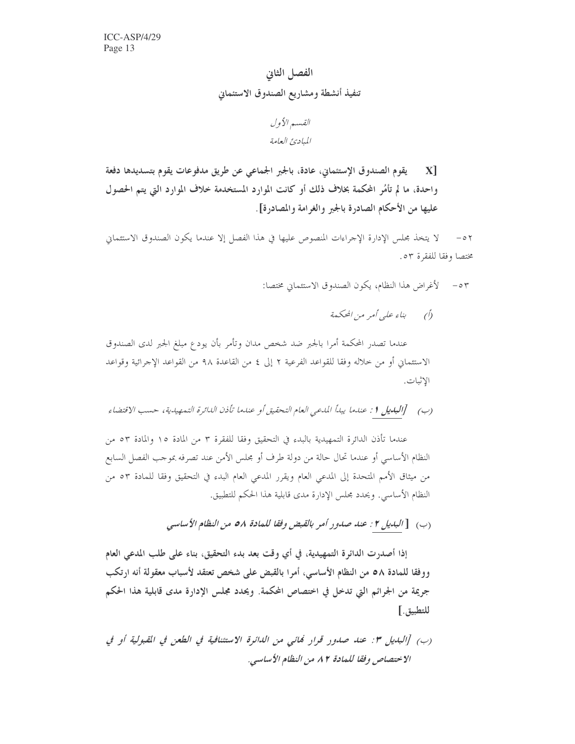## الفصل الثاني

## تنفيذ أنشطة ومشاريع الصندوق الاستئماني

### *القسم الأول*

### *المبادئ العامة*

**X]** **يقوم الصندوق الإستئماني، عادة، بالجبر الجماعي عن طريق مدفوعات يقوم بتسديدها دفعة واحدة، ما لم تأمُر المحكمة بخلاف ذلك أو كانت الموارد المستخدمة خلاف الموارد التي يتم الحصول عليها من الأحكام الصادرة بالجبر والغرامة والمصادرة].**

٥٢- لا يتخذ مجلس الإدارة الإجراءات المنصوص عليها في هذا الفصل إلا عندما يكون الصندوق الاستئماني مختصا وفقا للفقرة ٥٣.

٥٣- لأغراض هذا النظام، يكون الصندوق الاستئماني مختصا:

(أ) *بناء على أمر من المحكمة*

عندما تصدر المحكمة أمرا بالجبر ضد شخص مدان وتأمر بأن يودع مبلغ الجبر لدى الصندوق الاستئماني أو من خلاله وفقا للقواعد الفرعية ٢ إلى ٤ من القاعدة ٩٨ من القواعد الإجرائية وقواعد الإثبات.

(ب) *[**البديل ١**: عندما يبدأ المدعي العام التحقيق أو عندما تأذن الدائرة التمهيدية، حسب الاقتضاء*

عندما تأذن الدائرة التمهيدية بالبدء في التحقيق وفقا للفقرة ٣ من المادة ١٥ والمادة ٥٣ من النظام الأساسي أو عندما تحال حالة من دولة طرف أو مجلس الأمن عند تصرفه بموجب الفصل السابع من ميثاق الأمم المتحدة إلى المدعي العام ويقرر المدعي العام البدء في التحقيق وفقا للمادة ٥٣ من النظام الأساسي. ويحدد مجلس الإدارة مدى قابلية هذا الحكم للتطبيق.

(ب) **[*البديل ٢: عند صدور أمر بالقبض وفقا للمادة ٥٨ من النظام الأساسي***

**إذا أصدرت الدائرة التمهيدية، في أي وقت بعد بدء التحقيق، بناء على طلب المدعي العام ووفقا للمادة ٥٨ من النظام الأساسي، أمرا بالقبض على شخص تعتقد لأسباب معقولة أنه ارتكب جريمة من الجرائم التي تدخل في اختصاص المحكمة. ويحدد مجلس الإدارة مدى قابلية هذا الحكم للتطبيق.]**

***(ب) [البديل ٣: عند صدور قرار نهائي من الدائرة الاستئنافية في الطعن في المقبولية أو في الاختصاص وفقا للمادة ٨٢ من النظام الأساسي.***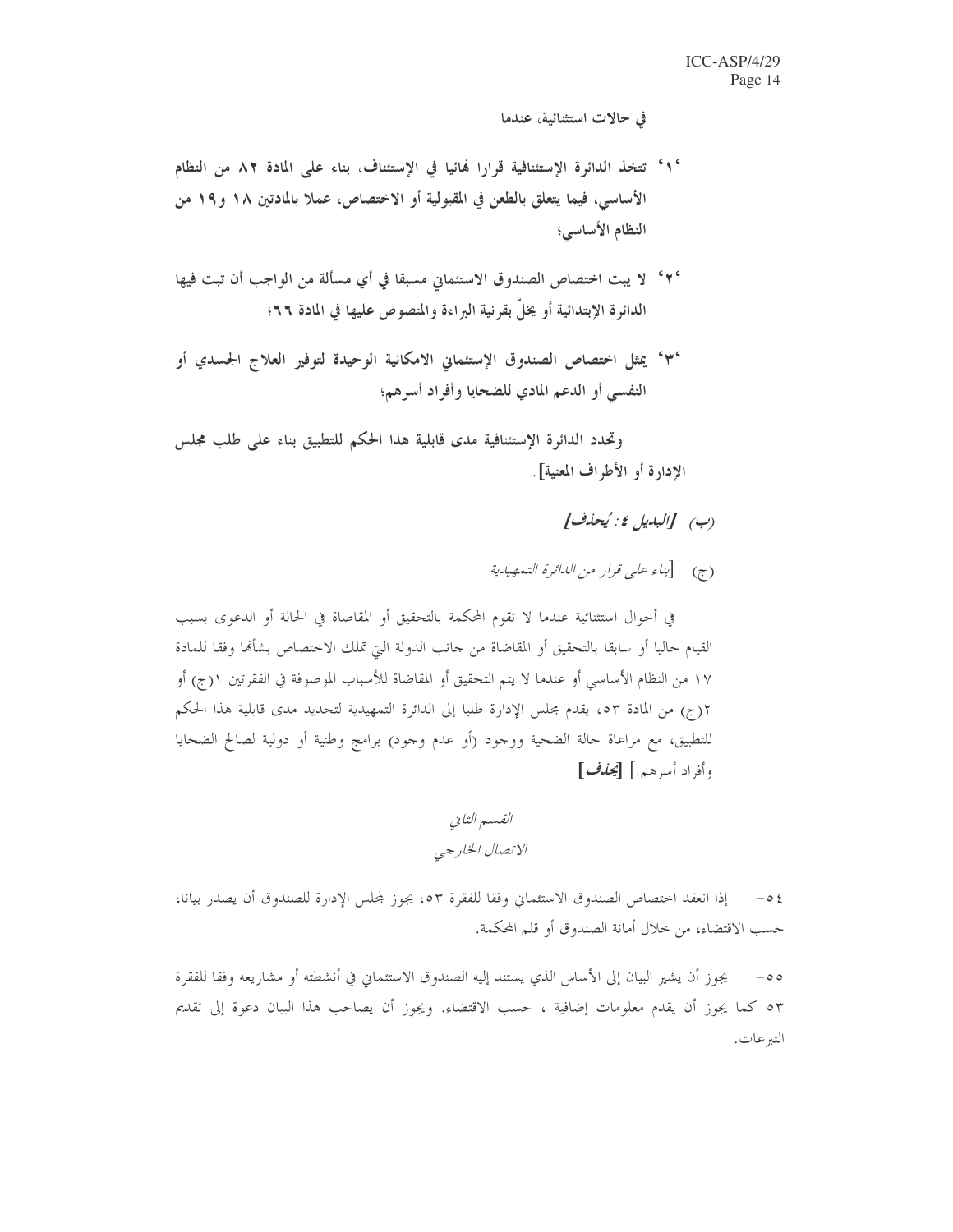**في حالات استثنائية، عندما**

**'١' تتخذ الدائرة الإستئنافية قرارا نهائيا في الإستئناف، بناء على المادة ٨٢ من النظام الأساسي، فيما يتعلق بالطعن في المقبولية أو الاختصاص، عملا بالمادتين ١٨ و١٩ من النظام الأساسي؛**

**'٢' لا يبت اختصاص الصندوق الاستئماني مسبقا في أي مسألة من الواجب أن تبت فيها الدائرة الإبتدائية أو يخلّ بقرنية البراءة والمنصوص عليها في المادة ٦٦؛**

**'٣' يمثل اختصاص الصندوق الإستئماني الامكانية الوحيدة لتوفير العلاج الجسدي أو النفسي أو الدعم المادي للضحايا وأفراد أسرهم؛**

**وتحدد الدائرة الإستئنافية مدى قابلية هذا الحكم للتطبيق بناء على طلب مجلس الإدارة أو الأطراف المعنية].**

(ب) ***[البديل ٤: يُحذف]***

(ج) *[بناء على قرار من الدائرة التمهيدية*

في أحوال استثنائية عندما لا تقوم المحكمة بالتحقيق أو المقاضاة في الحالة أو الدعوى بسبب القيام حاليا أو سابقا بالتحقيق أو المقاضاة من جانب الدولة التي تملك الاختصاص بشأنها وفقا للمادة ١٧ من النظام الأساسي أو عندما لا يتم التحقيق أو المقاضاة للأسباب الموصوفة في الفقرتين ١(ج) أو ٢(ج) من المادة ٥٣، يقدم مجلس الإدارة طلبا إلى الدائرة التمهيدية لتحديد مدى قابلية هذا الحكم للتطبيق، مع مراعاة حالة الضحية ووجود (أو عدم وجود) برامج وطنية أو دولية لصالح الضحايا وأفراد أسرهم.] ***[يحذف]***

*القسم الثاني*

*الاتصال الخارجي*

٥٤- إذا انعقد اختصاص الصندوق الاستئماني وفقا للفقرة ٥٣، يجوز لمجلس الإدارة للصندوق أن يصدر بيانا، حسب الاقتضاء، من خلال أمانة الصندوق أو قلم المحكمة.

٥٥- يجوز أن يشير البيان إلى الأساس الذي يستند إليه الصندوق الاستئماني في أنشطته أو مشاريعه وفقا للفقرة ٥٣ كما يجوز أن يقدم معلومات إضافية ، حسب الاقتضاء. ويجوز أن يصاحب هذا البيان دعوة إلى تقديم التبرعات.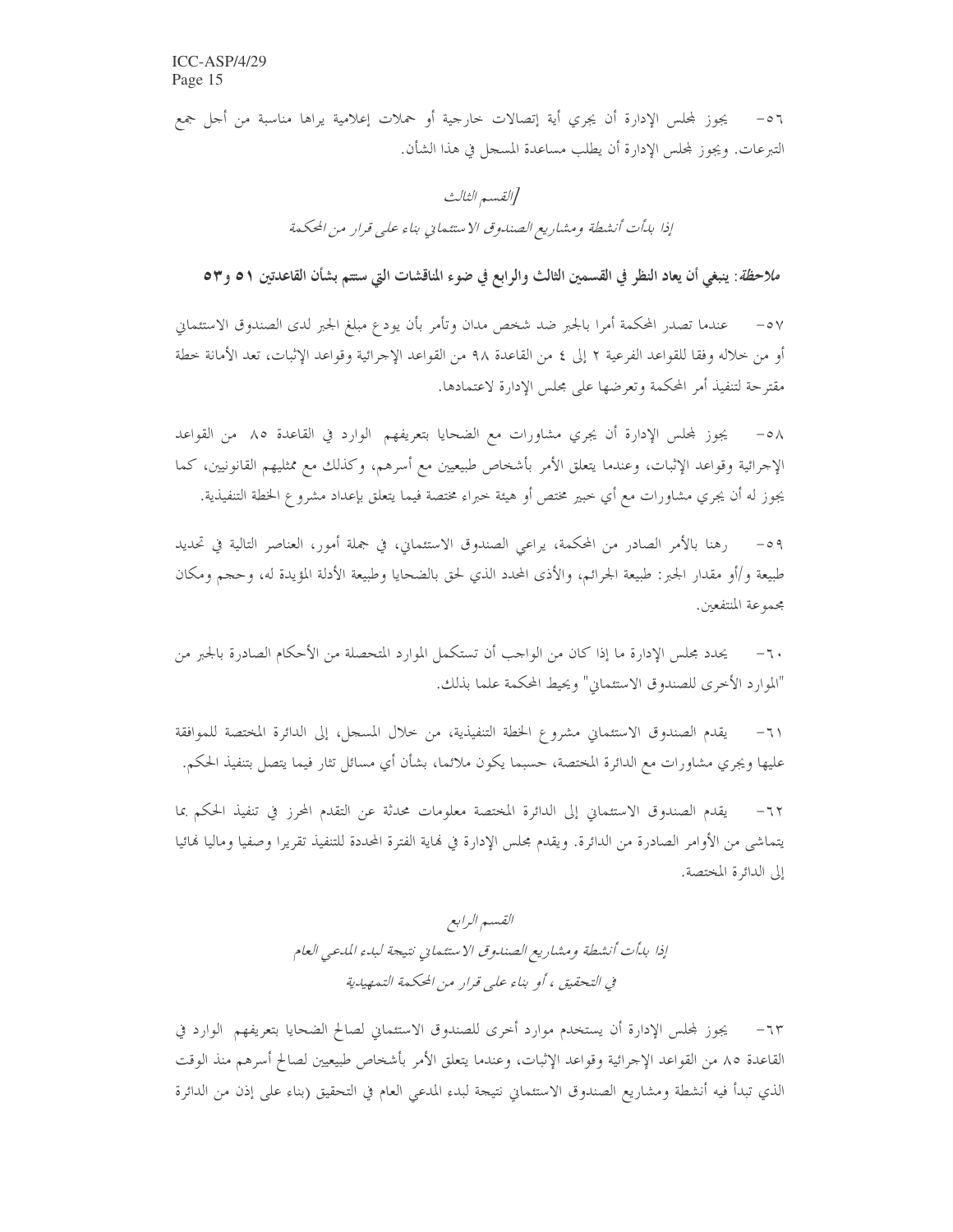٥٦- يجوز لمجلس الإدارة أن يجري أية إتصالات خارجية أو حملات إعلامية يراها مناسبة من أجل جمع التبرعات. ويجوز لمجلس الإدارة أن يطلب مساعدة المسجل في هذا الشأن.

*[القسم الثالث*

*إذا بدأت أنشطة ومشاريع الصندوق الاستئماني بناء على قرار من المحكمة*

***ملاحظة*: ينبغي أن يعاد النظر في القسمين الثالث والرابع في ضوء المناقشات التي ستتم بشأن القاعدتين ٥١ و٥٣**

٥٧- عندما تصدر المحكمة أمرا بالجبر ضد شخص مدان وتأمر بأن يودع مبلغ الجبر لدى الصندوق الاستئماني أو من خلاله وفقا للقواعد الفرعية ٢ إلى ٤ من القاعدة ٩٨ من القواعد الإجرائية وقواعد الإثبات، تعد الأمانة خطة مقترحة لتنفيذ أمر المحكمة وتعرضها على مجلس الإدارة لاعتمادها.

٥٨- يجوز لمجلس الإدارة أن يجري مشاورات مع الضحايا بتعريفهم الوارد في القاعدة ٨٥ من القواعد الإجرائية وقواعد الإثبات، وعندما يتعلق الأمر بأشخاص طبيعيين مع أسرهم، وكذلك مع ممثليهم القانونيين، كما يجوز له أن يجري مشاورات مع أي خبير مختص أو هيئة خبراء مختصة فيما يتعلق بإعداد مشروع الخطة التنفيذية.

٥٩- رهنا بالأمر الصادر من المحكمة، يراعي الصندوق الاستئماني، في جملة أمور، العناصر التالية في تحديد طبيعة و/أو مقدار الجبر: طبيعة الجرائم، والأذى المحدد الذي لحق بالضحايا وطبيعة الأدلة المؤيدة له، وحجم ومكان مجموعة المنتفعين.

٦٠- يحدد مجلس الإدارة ما إذا كان من الواجب أن تستكمل الموارد المتحصلة من الأحكام الصادرة بالجبر من "الموارد الأخرى للصندوق الاستئماني" ويحيط المحكمة علما بذلك.

٦١- يقدم الصندوق الاستئماني مشروع الخطة التنفيذية، من خلال المسجل، إلى الدائرة المختصة للموافقة عليها ويجري مشاورات مع الدائرة المختصة، حسبما يكون ملائما، بشأن أي مسائل تثار فيما يتصل بتنفيذ الحكم.

٦٢- يقدم الصندوق الاستئماني إلى الدائرة المختصة معلومات محدثة عن التقدم المحرز في تنفيذ الحكم بما يتماشى من الأوامر الصادرة من الدائرة. ويقدم مجلس الإدارة في نهاية الفترة المحددة للتنفيذ تقريرا وصفيا وماليا نهائيا إلى الدائرة المختصة.

*القسم الرابع*

*إذا بدأت أنشطة ومشاريع الصندوق الاستئماني نتيجة لبدء المدعي العام في التحقيق ، أو بناء على قرار من المحكمة التمهيدية*

٦٣- يجوز لمجلس الإدارة أن يستخدم موارد أخرى للصندوق الاستئماني لصالح الضحايا بتعريفهم الوارد في القاعدة ٨٥ من القواعد الإجرائية وقواعد الإثبات، وعندما يتعلق الأمر بأشخاص طبيعيين لصالح أسرهم منذ الوقت الذي تبدأ فيه أنشطة ومشاريع الصندوق الاستئماني نتيجة لبدء المدعي العام في التحقيق (بناء على إذن من الدائرة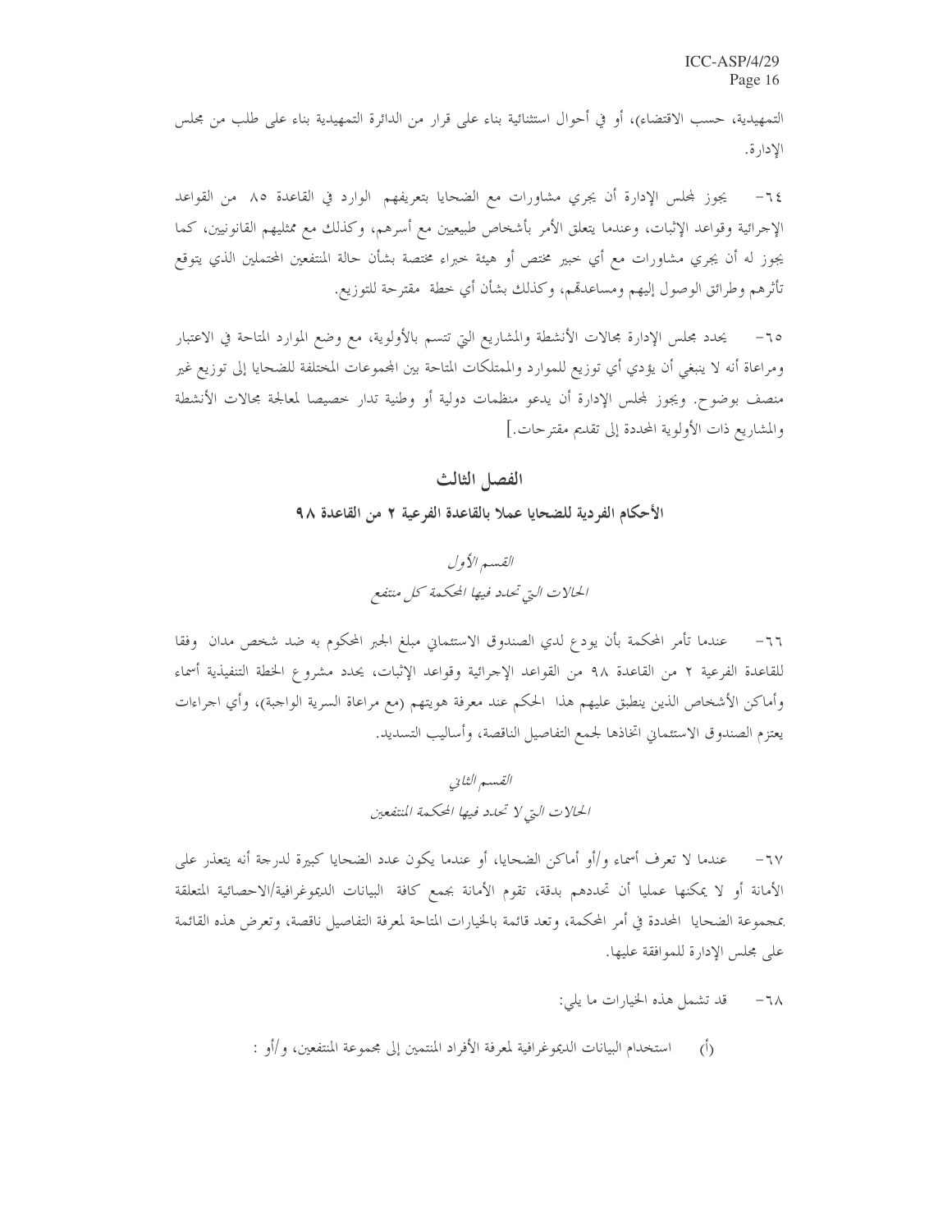التمهيدية، حسب الاقتضاء)، أو في أحوال استثنائية بناء على قرار من الدائرة التمهيدية بناء على طلب من مجلس الإدارة.

٦٤- يجوز لمجلس الإدارة أن يجري مشاورات مع الضحايا بتعريفهم الوارد في القاعدة ٨٥ من القواعد الإجرائية وقواعد الإثبات، وعندما يتعلق الأمر بأشخاص طبيعيين مع أسرهم، وكذلك مع ممثليهم القانونيين، كما يجوز له أن يجري مشاورات مع أي خبير مختص أو هيئة خبراء مختصة بشأن حالة المنتفعين المحتملين الذي يتوقع تأثرهم وطرائق الوصول إليهم ومساعدتهم، وكذلك بشأن أي خطة مقترحة للتوزيع.

٦٥- يحدد مجلس الإدارة مجالات الأنشطة والمشاريع التي تتسم بالأولوية، مع وضع الموارد المتاحة في الاعتبار ومراعاة أنه لا ينبغي أن يؤدي أي توزيع للموارد والممتلكات المتاحة بين المجموعات المختلفة للضحايا إلى توزيع غير منصف بوضوح. ويجوز لمجلس الإدارة أن يدعو منظمات دولية أو وطنية تدار خصيصا لمعالجة مجالات الأنشطة والمشاريع ذات الأولوية المحددة إلى تقديم مقترحات.]

## الفصل الثالث

### الأحكام الفردية للضحايا عملا بالقاعدة الفرعية ٢ من القاعدة ٩٨

#### *القسم الأول*

#### *الحالات التي تحدد فيها المحكمة كل منتفع*

٦٦- عندما تأمر المحكمة بأن يودع لدي الصندوق الاستئماني مبلغ الجبر المحكوم به ضد شخص مدان وفقا للقاعدة الفرعية ٢ من القاعدة ٩٨ من القواعد الإجرائية وقواعد الإثبات، يحدد مشروع الخطة التنفيذية أسماء وأماكن الأشخاص الذين ينطبق عليهم هذا الحكم عند معرفة هويتهم (مع مراعاة السرية الواجبة)، وأي اجراءات يعتزم الصندوق الاستئماني اتخاذها لجمع التفاصيل الناقصة، وأساليب التسديد.

#### *القسم الثاني*

#### *الحالات التي لا تحدد فيها المحكمة المنتفعين*

٦٧- عندما لا تعرف أسماء و/أو أماكن الضحايا، أو عندما يكون عدد الضحايا كبيرة لدرجة أنه يتعذر على الأمانة أو لا يمكنها عمليا أن تحددهم بدقة، تقوم الأمانة بجمع كافة البيانات الديموغرافية/الاحصائية المتعلقة بمجموعة الضحايا المحددة في أمر المحكمة، وتعد قائمة بالخيارات المتاحة لمعرفة التفاصيل ناقصة، وتعرض هذه القائمة على مجلس الإدارة للموافقة عليها.

٦٨- قد تشمل هذه الخيارات ما يلي:

(أ) استخدام البيانات الديموغرافية لمعرفة الأفراد المنتمين إلى مجموعة المنتفعين، و/أو :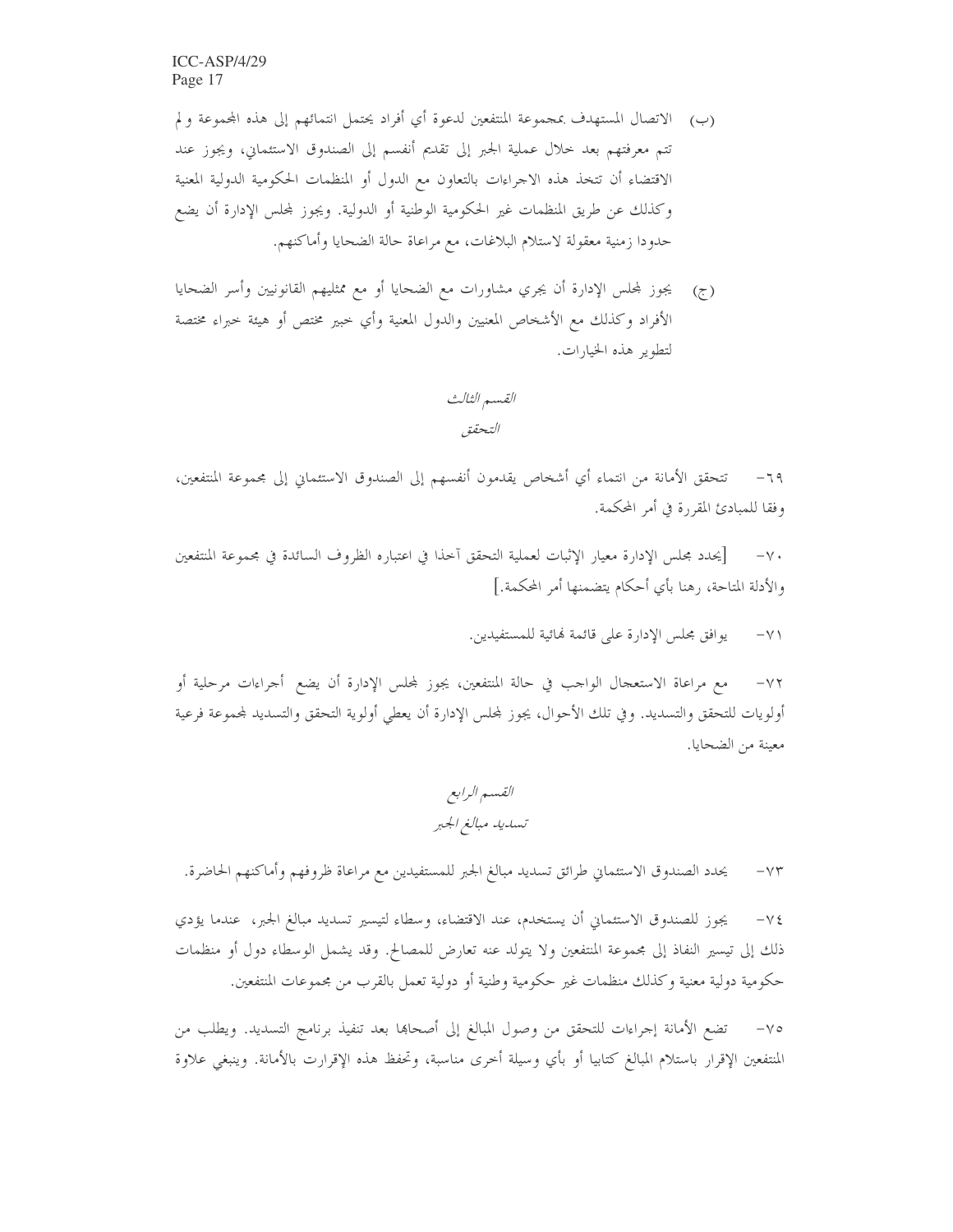(ب) الاتصال المستهدف بمجموعة المنتفعين لدعوة أي أفراد يحتمل انتمائهم إلى هذه المجموعة و لم تتم معرفتهم بعد خلال عملية الجبر إلى تقديم أنفسهم إلى الصندوق الاستئماني، ويجوز عند الاقتضاء أن تتخذ هذه الاجراءات بالتعاون مع الدول أو المنظمات الحكومية الدولية المعنية وكذلك عن طريق المنظمات غير الحكومية الوطنية أو الدولية. ويجوز لمجلس الإدارة أن يضع حدودا زمنية معقولة لاستلام البلاغات، مع مراعاة حالة الضحايا وأماكنهم.

(ج) يجوز لمجلس الإدارة أن يجري مشاورات مع الضحايا أو مع ممثليهم القانونيين وأسر الضحايا الأفراد وكذلك مع الأشخاص المعنيين والدول المعنية وأي خبير مختص أو هيئة خبراء مختصة لتطوير هذه الخيارات.

## *القسم الثالث*
## *التحقق*

٦٩- تتحقق الأمانة من انتماء أي أشخاص يقدمون أنفسهم إلى الصندوق الاستئماني إلى مجموعة المنتفعين، وفقا للمبادئ المقررة في أمر المحكمة.

٧٠- [يحدد مجلس الإدارة معيار الإثبات لعملية التحقق آخذا في اعتباره الظروف السائدة في مجموعة المنتفعين والأدلة المتاحة، رهنا بأي أحكام يتضمنها أمر المحكمة.]

٧١- يوافق مجلس الإدارة على قائمة نهائية للمستفيدين.

٧٢- مع مراعاة الاستعجال الواجب في حالة المنتفعين، يجوز لمجلس الإدارة أن يضع أجراءات مرحلية أو أولويات للتحقق والتسديد. وفي تلك الأحوال، يجوز لمجلس الإدارة أن يعطي أولوية التحقق والتسديد لمجموعة فرعية معينة من الضحايا.

## *القسم الرابع*
## *تسديد مبالغ الجبر*

٧٣- يحدد الصندوق الاستئماني طرائق تسديد مبالغ الجبر للمستفيدين مع مراعاة ظروفهم وأماكنهم الحاضرة.

٧٤- يجوز للصندوق الاستئماني أن يستخدم، عند الاقتضاء، وسطاء لتيسير تسديد مبالغ الجبر، عندما يؤدي ذلك إلى تيسير النفاذ إلى مجموعة المنتفعين ولا يتولد عنه تعارض للمصالح. وقد يشمل الوسطاء دول أو منظمات حكومية دولية معنية وكذلك منظمات غير حكومية وطنية أو دولية تعمل بالقرب من مجموعات المنتفعين.

٧٥- تضع الأمانة إجراءات للتحقق من وصول المبالغ إلى أصحابها بعد تنفيذ برنامج التسديد. ويطلب من المنتفعين الإقرار باستلام المبالغ كتابيا أو بأي وسيلة أخرى مناسبة، وتحفظ هذه الإقرارت بالأمانة. وينبغي علاوة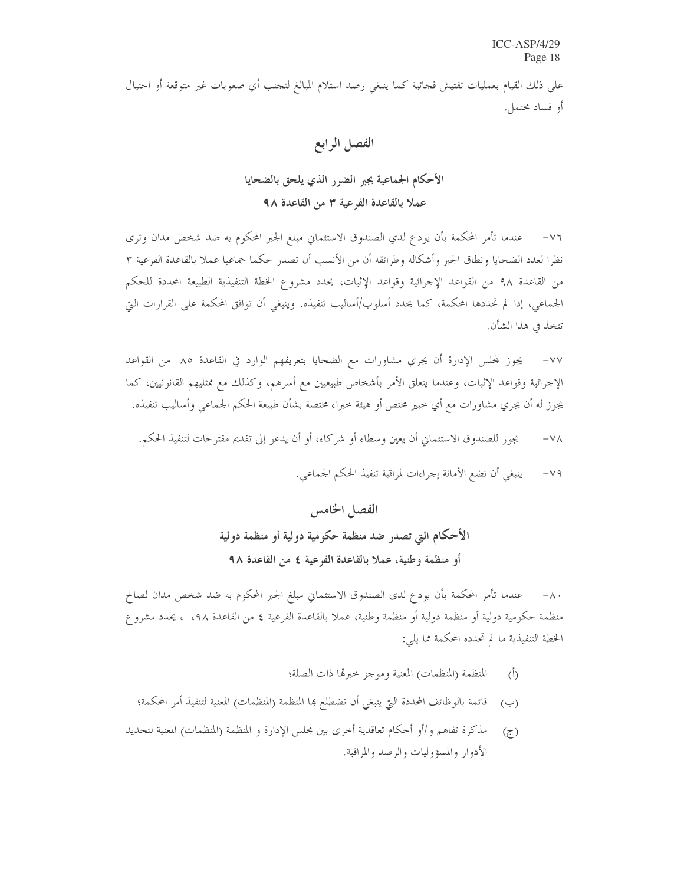على ذلك القيام بعمليات تفتيش فجائية كما ينبغي رصد استلام المبالغ لتجنب أي صعوبات غير متوقعة أو احتيال أو فساد محتمل.

## الفصل الرابع

### الأحكام الجماعية بجبر الضرر الذي يلحق بالضحايا عملا بالقاعدة الفرعية ٣ من القاعدة ٩٨

٧٦- عندما تأمر المحكمة بأن يودع لدي الصندوق الاستئماني مبلغ الجبر المحكوم به ضد شخص مدان وترى نظرا لعدد الضحايا ونطاق الجبر وأشكاله وطرائقه أن من الأنسب أن تصدر حكما جماعيا عملا بالقاعدة الفرعية ٣ من القاعدة ٩٨ من القواعد الإجرائية وقواعد الإثبات، يحدد مشروع الخطة التنفيذية الطبيعة المحددة للحكم الجماعي، إذا لم تحددها المحكمة، كما يحدد أسلوب/أساليب تنفيذه. وينبغي أن توافق المحكمة على القرارات التي تتخذ في هذا الشأن.

٧٧- يجوز لمجلس الإدارة أن يجري مشاورات مع الضحايا بتعريفهم الوارد في القاعدة ٨٥ من القواعد الإجرائية وقواعد الإثبات، وعندما يتعلق الأمر بأشخاص طبيعيين مع أسرهم، وكذلك مع ممثليهم القانونيين، كما يجوز له أن يجري مشاورات مع أي خبير مختص أو هيئة خبراء مختصة بشأن طبيعة الحكم الجماعي وأساليب تنفيذه.

٧٨- يجوز للصندوق الاستئماني أن يعين وسطاء أو شركاء، أو أن يدعو إلى تقديم مقترحات لتنفيذ الحكم.

٧٩- ينبغي أن تضع الأمانة إجراءات لمراقبة تنفيذ الحكم الجماعي.

## الفصل الخامس

### الأحكام التي تصدر ضد منظمة حكومية دولية أو منظمة دولية أو منظمة وطنية، عملا بالقاعدة الفرعية ٤ من القاعدة ٩٨

٨٠- عندما تأمر المحكمة بأن يودع لدى الصندوق الاستئماني مبلغ الجبر المحكوم به ضد شخص مدان لصالح منظمة حكومية دولية أو منظمة دولية أو منظمة وطنية، عملا بالقاعدة الفرعية ٤ من القاعدة ٩٨، ، يحدد مشروع الخطة التنفيذية ما لم تحدده المحكمة مما يلي:

(أ) المنظمة (المنظمات) المعنية وموجز خبرتها ذات الصلة؛

(ب) قائمة بالوظائف المحددة التي ينبغي أن تضطلع بها المنظمة (المنظمات) المعنية لتنفيذ أمر المحكمة؛

(ج) مذكرة تفاهم و/أو أحكام تعاقدية أخرى بين مجلس الإدارة و المنظمة (المنظمات) المعنية لتحديد الأدوار والمسؤوليات والرصد والمراقبة.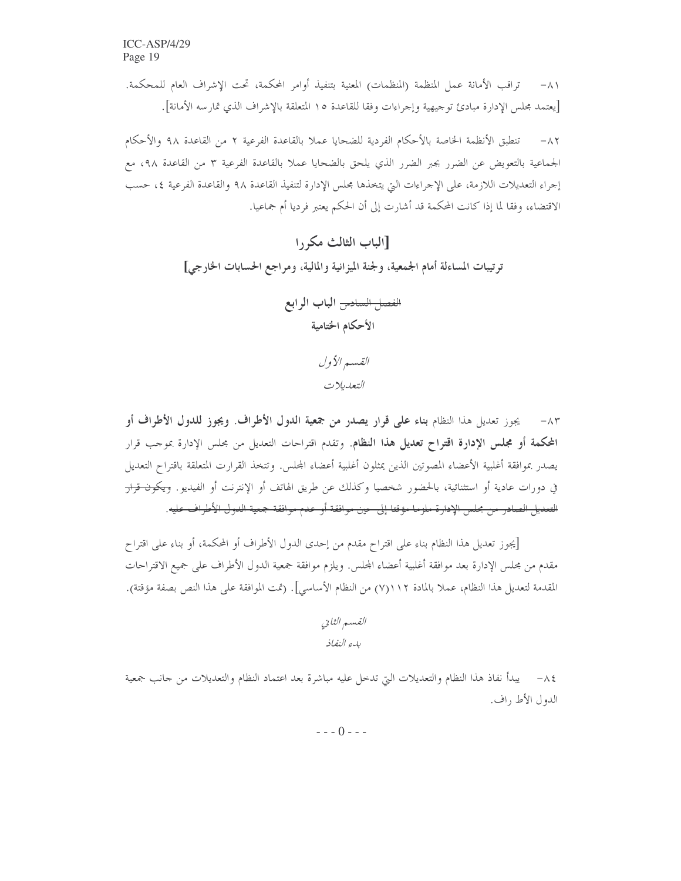٨١- تراقب الأمانة عمل المنظمة (المنظمات) المعنية بتنفيذ أوامر المحكمة، تحت الإشراف العام للمحكمة. [يعتمد مجلس الإدارة مبادئ توجيهية وإجراءات وفقا للقاعدة ١٥ المتعلقة بالإشراف الذي تمارسه الأمانة].

٨٢- تنطبق الأنظمة الخاصة بالأحكام الفردية للضحايا عملا بالقاعدة الفرعية ٢ من القاعدة ٩٨ والأحكام الجماعية بالتعويض عن الضرر بجبر الضرر الذي يلحق بالضحايا عملا بالقاعدة الفرعية ٣ من القاعدة ٩٨، مع إجراء التعديلات اللازمة، على الإجراءات التي يتخذها مجلس الإدارة لتنفيذ القاعدة ٩٨ والقاعدة الفرعية ٤، حسب الاقتضاء، وفقا لما إذا كانت المحكمة قد أشارت إلى أن الحكم يعتبر فرديا أم جماعيا.

## [الباب الثالث مكررا
## ترتيبات المساءلة أمام الجمعية، ولجنة الميزانية والمالية، ومراجع الحسابات الخارجي]

## ~~الفصل السادس~~ الباب الرابع
## الأحكام الختامية

### *القسم الأول*
### *التعديلات*

٨٣- يجوز تعديل هذا النظام **بناء على قرار يصدر من جمعية الدول الأطراف. ويجوز للدول الأطراف أو المحكمة أو مجلس الإدارة اقتراح تعديل هذا النظام**. وتقدم اقتراحات التعديل من مجلس الإدارة بموجب قرار يصدر بموافقة أغلبية الأعضاء المصوتين الذين يمثلون أغلبية أعضاء المجلس. وتتخذ القرارات المتعلقة باقتراح التعديل في دورات عادية أو استثنائية، بالحضور شخصيا وكذلك عن طريق الهاتف أو الإنترنت أو الفيديو. ~~ويكون قرار التعديل الصادر من مجلس الإدارة ملزما مؤقتا إلى حين موافقة أو عدم موافقة جمعية الدول الأطراف عليه.~~

[يجوز تعديل هذا النظام بناء على اقتراح مقدم من إحدى الدول الأطراف أو المحكمة، أو بناء على اقتراح مقدم من مجلس الإدارة بعد موافقة أغلبية أعضاء المجلس. ويلزم موافقة جمعية الدول الأطراف على جميع الاقتراحات المقدمة لتعديل هذا النظام، عملا بالمادة ١١٢(٧) من النظام الأساسي]. (تمت الموافقة على هذا النص بصفة مؤقتة).

### *القسم الثاني*
### *بدء النفاذ*

٨٤- يبدأ نفاذ هذا النظام والتعديلات التي تدخل عليه مباشرة بعد اعتماد النظام والتعديلات من جانب جمعية الدول الأطراف.

- - - 0 - - -